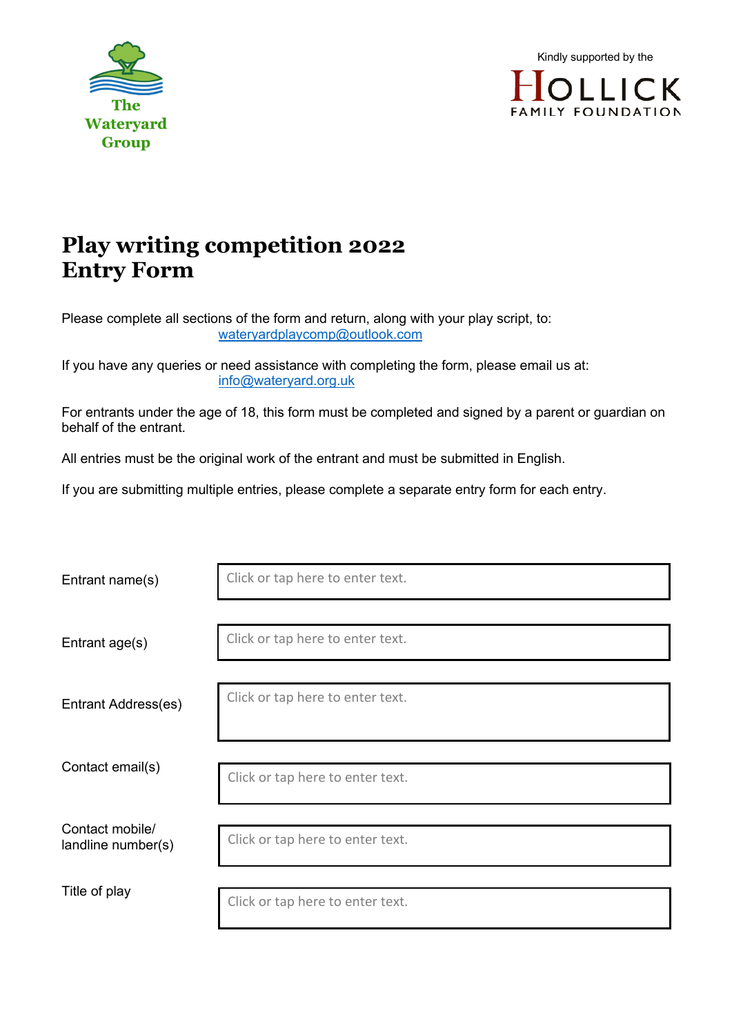The Wateryard Group

Kindly supported by the HOLLICK FAMILY FOUNDATION

# Play writing competition 2022
# Entry Form

Please complete all sections of the form and return, along with your play script, to:
waterryardplaycomp@outlook.com

If you have any queries or need assistance with completing the form, please email us at:
info@wateryard.org.uk

For entrants under the age of 18, this form must be completed and signed by a parent or guardian on behalf of the entrant.

All entries must be the original work of the entrant and must be submitted in English.

If you are submitting multiple entries, please complete a separate entry form for each entry.

| | |
|---|---|
| Entrant name(s) | Click or tap here to enter text. |
| Entrant age(s) | Click or tap here to enter text. |
| Entrant Address(es) | Click or tap here to enter text. |
| Contact email(s) | Click or tap here to enter text. |
| Contact mobile/ landline number(s) | Click or tap here to enter text. |
| Title of play | Click or tap here to enter text. |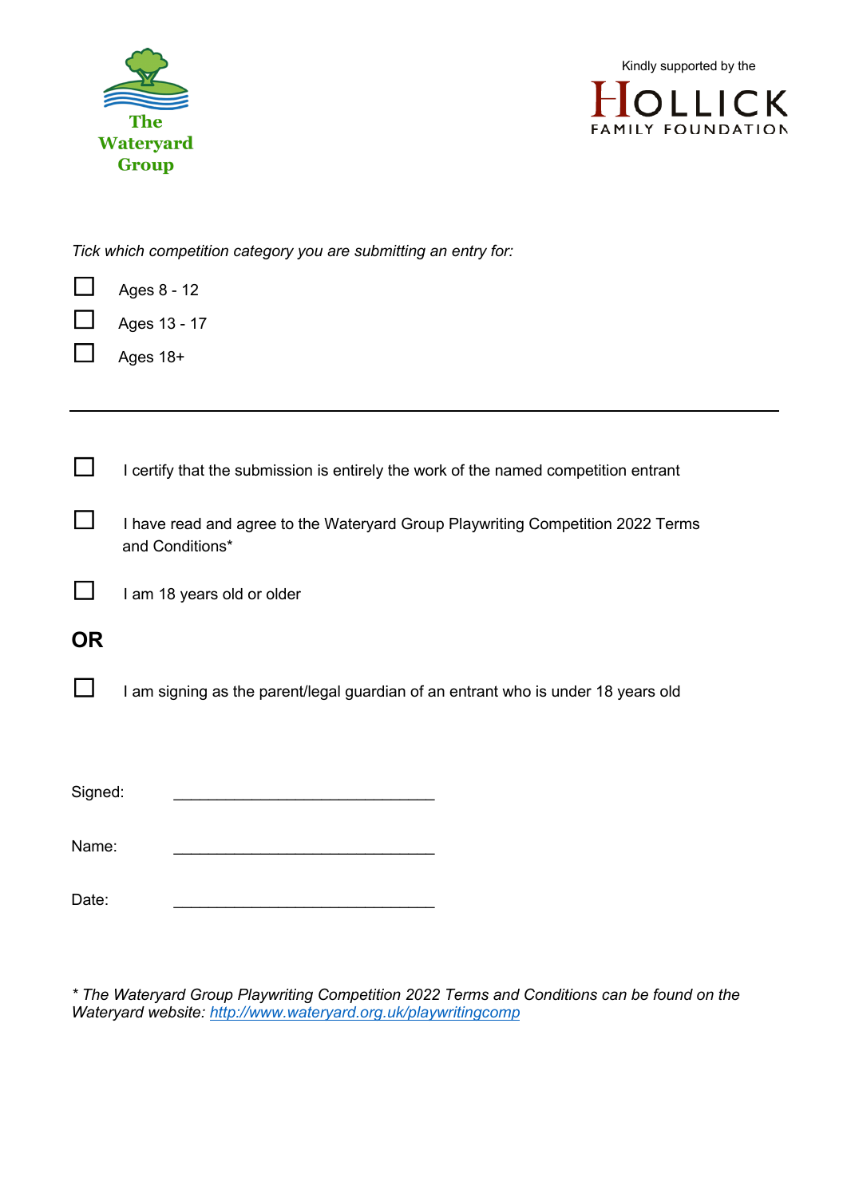The Wateryard Group

Kindly supported by the

HOLLICK
FAMILY FOUNDATION

*Tick which competition category you are submitting an entry for:*

- ☐ Ages 8 - 12
- ☐ Ages 13 - 17
- ☐ Ages 18+

---

☐ I certify that the submission is entirely the work of the named competition entrant

☐ I have read and agree to the Wateryard Group Playwriting Competition 2022 Terms and Conditions*

☐ I am 18 years old or older

**OR**

☐ I am signing as the parent/legal guardian of an entrant who is under 18 years old

Signed: ______________________________

Name: ______________________________

Date: ______________________________

*\* The Wateryard Group Playwriting Competition 2022 Terms and Conditions can be found on the Wateryard website: [http://www.wateryard.org.uk/playwritingcomp](http://www.wateryard.org.uk/playwritingcomp)*